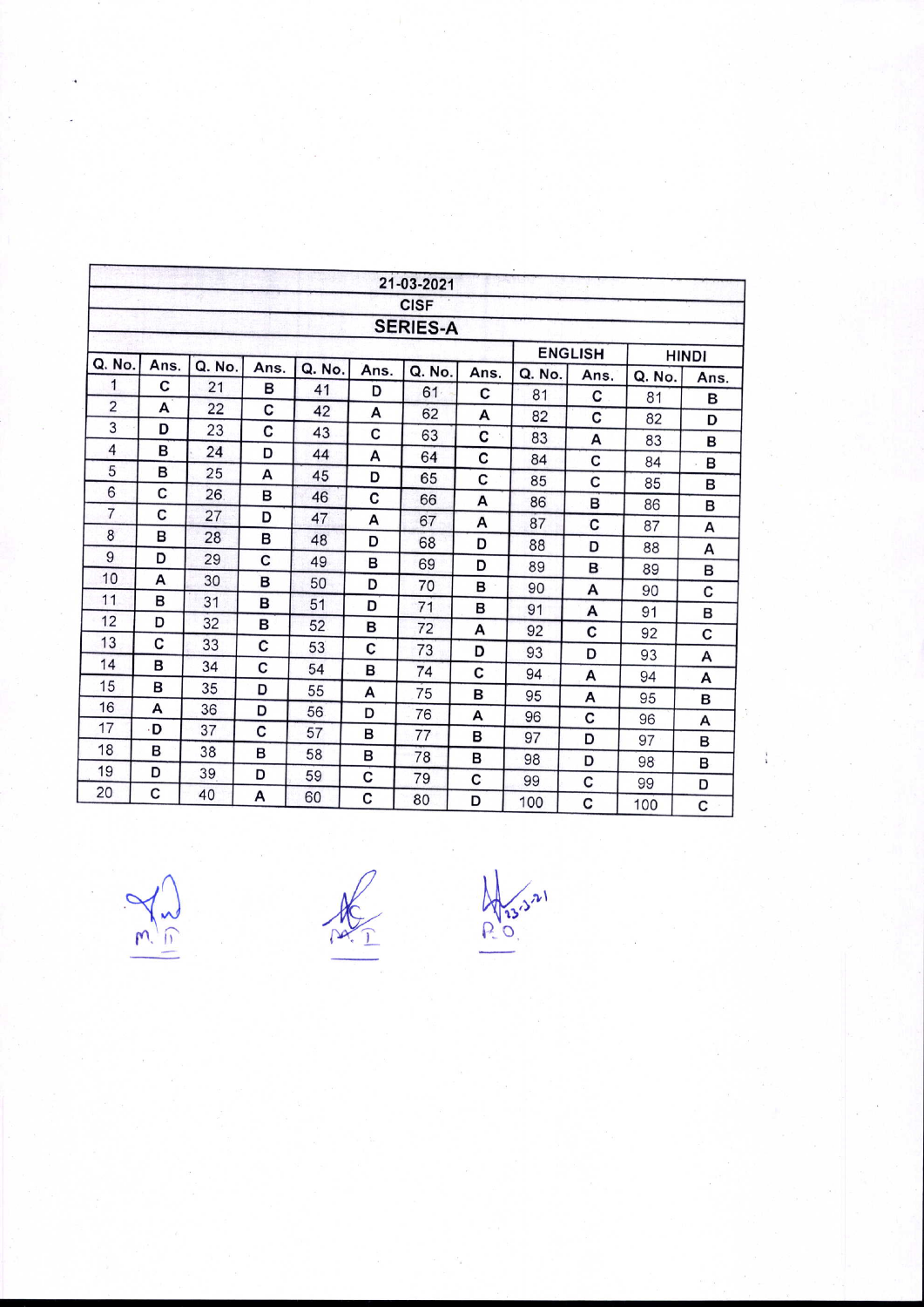| 21-03-2021 | | | | | | | | | | | |
|---|---|---|---|---|---|---|---|---|---|---|---|
| CISF | | | | | | | | | | | |
| SERIES-A | | | | | | | | | | | |
| | | | | | | | | ENGLISH | | HINDI | |
| Q. No. | Ans. | Q. No. | Ans. | Q. No. | Ans. | Q. No. | Ans. | Q. No. | Ans. | Q. No. | Ans. |
| 1 | C | 21 | B | 41 | D | 61 | C | 81 | C | 81 | B |
| 2 | A | 22 | C | 42 | A | 62 | A | 82 | C | 82 | D |
| 3 | D | 23 | C | 43 | C | 63 | C | 83 | A | 83 | B |
| 4 | B | 24 | D | 44 | A | 64 | C | 84 | C | 84 | B |
| 5 | B | 25 | A | 45 | D | 65 | C | 85 | C | 85 | B |
| 6 | C | 26 | B | 46 | C | 66 | A | 86 | B | 86 | B |
| 7 | C | 27 | D | 47 | A | 67 | A | 87 | C | 87 | A |
| 8 | B | 28 | B | 48 | D | 68 | D | 88 | D | 88 | A |
| 9 | D | 29 | C | 49 | B | 69 | D | 89 | B | 89 | B |
| 10 | A | 30 | B | 50 | D | 70 | B | 90 | A | 90 | C |
| 11 | B | 31 | B | 51 | D | 71 | B | 91 | A | 91 | B |
| 12 | D | 32 | B | 52 | B | 72 | A | 92 | C | 92 | C |
| 13 | C | 33 | C | 53 | C | 73 | D | 93 | D | 93 | A |
| 14 | B | 34 | C | 54 | B | 74 | C | 94 | A | 94 | A |
| 15 | B | 35 | D | 55 | A | 75 | B | 95 | A | 95 | B |
| 16 | A | 36 | D | 56 | D | 76 | A | 96 | C | 96 | A |
| 17 | D | 37 | C | 57 | B | 77 | B | 97 | D | 97 | B |
| 18 | B | 38 | B | 58 | B | 78 | B | 98 | D | 98 | B |
| 19 | D | 39 | D | 59 | C | 79 | C | 99 | C | 99 | D |
| 20 | C | 40 | A | 60 | C | 80 | D | 100 | C | 100 | C |

M.T. M.T. R.O. 23-3-21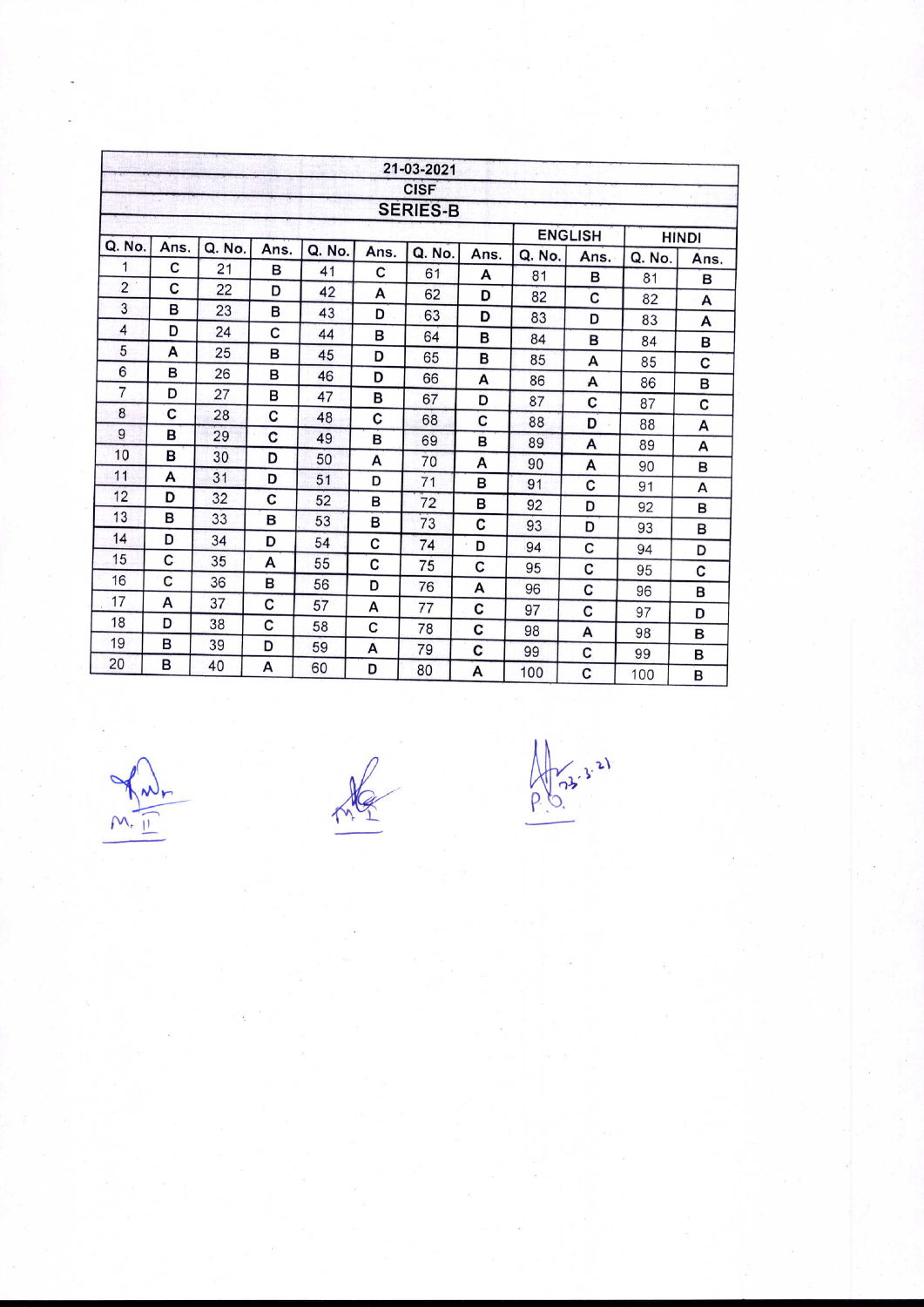| 21-03-2021 | | | | | | | | | | | |
|---|---|---|---|---|---|---|---|---|---|---|---|
| CISF | | | | | | | | | | | |
| SERIES-B | | | | | | | | | | | |
| | | | | | | | | ENGLISH | | HINDI | |
| Q. No. | Ans. | Q. No. | Ans. | Q. No. | Ans. | Q. No. | Ans. | Q. No. | Ans. | Q. No. | Ans. |
| 1 | C | 21 | B | 41 | C | 61 | A | 81 | B | 81 | B |
| 2 | C | 22 | D | 42 | A | 62 | D | 82 | C | 82 | A |
| 3 | B | 23 | B | 43 | D | 63 | D | 83 | D | 83 | A |
| 4 | D | 24 | C | 44 | B | 64 | B | 84 | B | 84 | B |
| 5 | A | 25 | B | 45 | D | 65 | B | 85 | A | 85 | C |
| 6 | B | 26 | B | 46 | D | 66 | A | 86 | A | 86 | B |
| 7 | D | 27 | B | 47 | B | 67 | D | 87 | C | 87 | C |
| 8 | C | 28 | C | 48 | C | 68 | C | 88 | D | 88 | A |
| 9 | B | 29 | C | 49 | B | 69 | B | 89 | A | 89 | A |
| 10 | B | 30 | D | 50 | A | 70 | A | 90 | A | 90 | B |
| 11 | A | 31 | D | 51 | D | 71 | B | 91 | C | 91 | A |
| 12 | D | 32 | C | 52 | B | 72 | B | 92 | D | 92 | B |
| 13 | B | 33 | B | 53 | B | 73 | C | 93 | D | 93 | B |
| 14 | D | 34 | D | 54 | C | 74 | D | 94 | C | 94 | D |
| 15 | C | 35 | A | 55 | C | 75 | C | 95 | C | 95 | C |
| 16 | C | 36 | B | 56 | D | 76 | A | 96 | C | 96 | B |
| 17 | A | 37 | C | 57 | A | 77 | C | 97 | C | 97 | D |
| 18 | D | 38 | C | 58 | C | 78 | C | 98 | A | 98 | B |
| 19 | B | 39 | D | 59 | A | 79 | C | 99 | C | 99 | B |
| 20 | B | 40 | A | 60 | D | 80 | A | 100 | C | 100 | B |

M. II　　　　M. I　　　　P.O. 23-3-21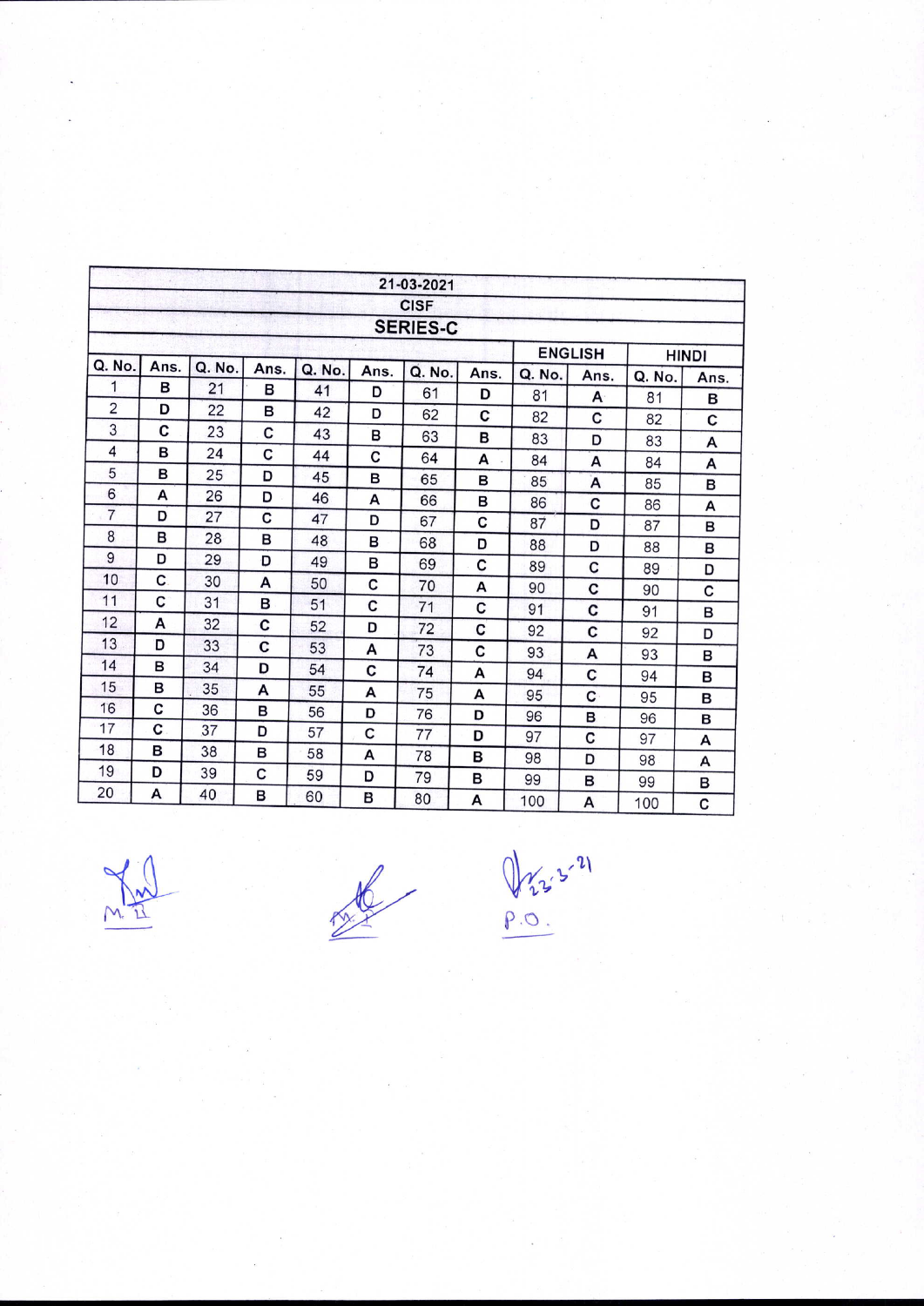| 21-03-2021 | | | | | | | | | | | |
|---|---|---|---|---|---|---|---|---|---|---|---|
| CISF | | | | | | | | | | | |
| SERIES-C | | | | | | | | | | | |
| | | | | | | | | ENGLISH | | HINDI | |
| Q. No. | Ans. | Q. No. | Ans. | Q. No. | Ans. | Q. No. | Ans. | Q. No. | Ans. | Q. No. | Ans. |
| 1 | B | 21 | B | 41 | D | 61 | D | 81 | A | 81 | B |
| 2 | D | 22 | B | 42 | D | 62 | C | 82 | C | 82 | C |
| 3 | C | 23 | C | 43 | B | 63 | B | 83 | D | 83 | A |
| 4 | B | 24 | C | 44 | C | 64 | A | 84 | A | 84 | A |
| 5 | B | 25 | D | 45 | B | 65 | B | 85 | A | 85 | B |
| 6 | A | 26 | D | 46 | A | 66 | B | 86 | C | 86 | A |
| 7 | D | 27 | C | 47 | D | 67 | C | 87 | D | 87 | B |
| 8 | B | 28 | B | 48 | B | 68 | D | 88 | D | 88 | B |
| 9 | D | 29 | D | 49 | B | 69 | C | 89 | C | 89 | D |
| 10 | C | 30 | A | 50 | C | 70 | A | 90 | C | 90 | C |
| 11 | C | 31 | B | 51 | C | 71 | C | 91 | C | 91 | B |
| 12 | A | 32 | C | 52 | D | 72 | C | 92 | C | 92 | D |
| 13 | D | 33 | C | 53 | A | 73 | C | 93 | A | 93 | B |
| 14 | B | 34 | D | 54 | C | 74 | A | 94 | C | 94 | B |
| 15 | B | 35 | A | 55 | A | 75 | A | 95 | C | 95 | B |
| 16 | C | 36 | B | 56 | D | 76 | D | 96 | B | 96 | B |
| 17 | C | 37 | D | 57 | C | 77 | D | 97 | C | 97 | A |
| 18 | B | 38 | B | 58 | A | 78 | B | 98 | D | 98 | A |
| 19 | D | 39 | C | 59 | D | 79 | B | 99 | B | 99 | B |
| 20 | A | 40 | B | 60 | B | 80 | A | 100 | A | 100 | C |

M. II

M. I

23-3-21
P.O.